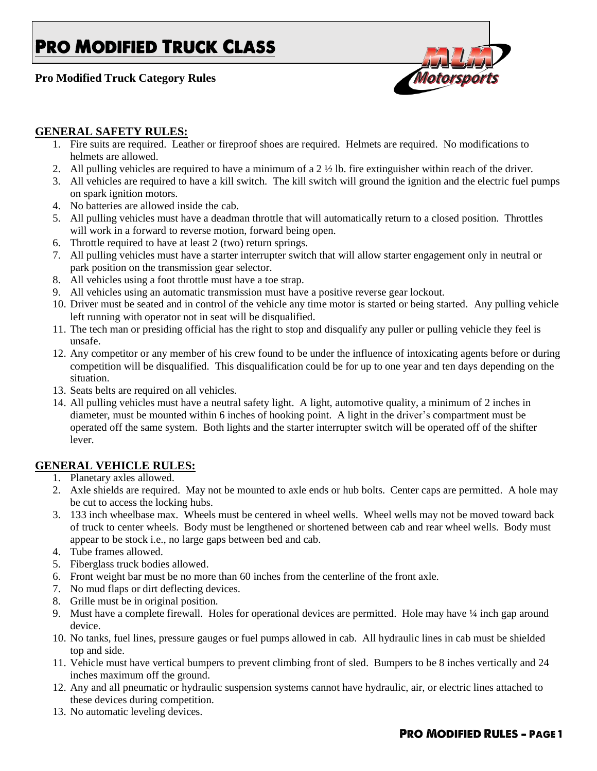# PRO MODIFIED TRUCK CLASS

**Pro Modified Truck Category Rules**

## GENERAL SAFETY RULES:

1. Fire suits are required. Leather or fireproof shoes are required. Helmets are required. No modifications to helmets are allowed.
2. All pulling vehicles are required to have a minimum of a 2 ½ lb. fire extinguisher within reach of the driver.
3. All vehicles are required to have a kill switch. The kill switch will ground the ignition and the electric fuel pumps on spark ignition motors.
4. No batteries are allowed inside the cab.
5. All pulling vehicles must have a deadman throttle that will automatically return to a closed position. Throttles will work in a forward to reverse motion, forward being open.
6. Throttle required to have at least 2 (two) return springs.
7. All pulling vehicles must have a starter interrupter switch that will allow starter engagement only in neutral or park position on the transmission gear selector.
8. All vehicles using a foot throttle must have a toe strap.
9. All vehicles using an automatic transmission must have a positive reverse gear lockout.
10. Driver must be seated and in control of the vehicle any time motor is started or being started. Any pulling vehicle left running with operator not in seat will be disqualified.
11. The tech man or presiding official has the right to stop and disqualify any puller or pulling vehicle they feel is unsafe.
12. Any competitor or any member of his crew found to be under the influence of intoxicating agents before or during competition will be disqualified. This disqualification could be for up to one year and ten days depending on the situation.
13. Seats belts are required on all vehicles.
14. All pulling vehicles must have a neutral safety light. A light, automotive quality, a minimum of 2 inches in diameter, must be mounted within 6 inches of hooking point. A light in the driver's compartment must be operated off the same system. Both lights and the starter interrupter switch will be operated off of the shifter lever.

## GENERAL VEHICLE RULES:

1. Planetary axles allowed.
2. Axle shields are required. May not be mounted to axle ends or hub bolts. Center caps are permitted. A hole may be cut to access the locking hubs.
3. 133 inch wheelbase max. Wheels must be centered in wheel wells. Wheel wells may not be moved toward back of truck to center wheels. Body must be lengthened or shortened between cab and rear wheel wells. Body must appear to be stock i.e., no large gaps between bed and cab.
4. Tube frames allowed.
5. Fiberglass truck bodies allowed.
6. Front weight bar must be no more than 60 inches from the centerline of the front axle.
7. No mud flaps or dirt deflecting devices.
8. Grille must be in original position.
9. Must have a complete firewall. Holes for operational devices are permitted. Hole may have ¼ inch gap around device.
10. No tanks, fuel lines, pressure gauges or fuel pumps allowed in cab. All hydraulic lines in cab must be shielded top and side.
11. Vehicle must have vertical bumpers to prevent climbing front of sled. Bumpers to be 8 inches vertically and 24 inches maximum off the ground.
12. Any and all pneumatic or hydraulic suspension systems cannot have hydraulic, air, or electric lines attached to these devices during competition.
13. No automatic leveling devices.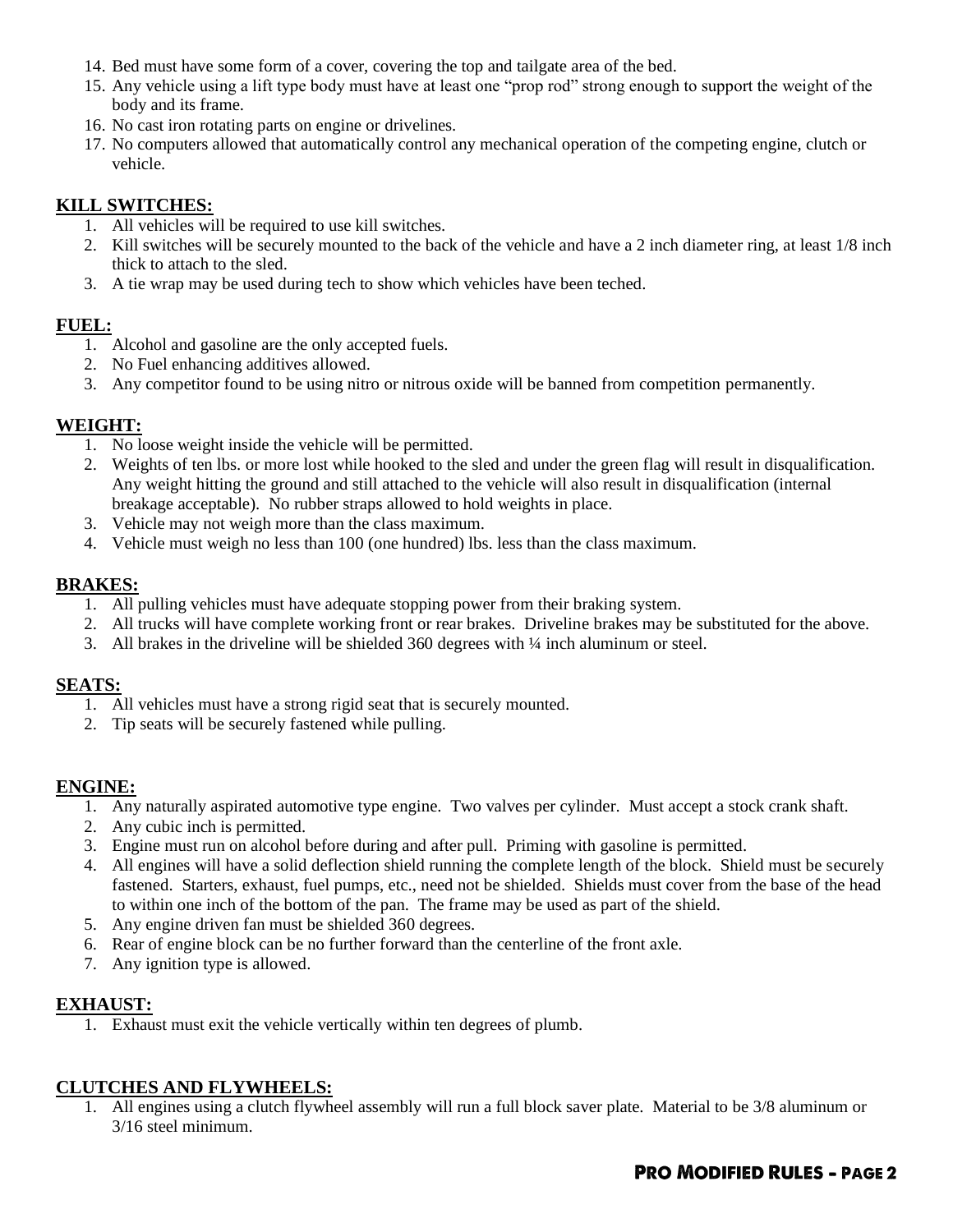14. Bed must have some form of a cover, covering the top and tailgate area of the bed.
15. Any vehicle using a lift type body must have at least one "prop rod" strong enough to support the weight of the body and its frame.
16. No cast iron rotating parts on engine or drivelines.
17. No computers allowed that automatically control any mechanical operation of the competing engine, clutch or vehicle.

## KILL SWITCHES:

1. All vehicles will be required to use kill switches.
2. Kill switches will be securely mounted to the back of the vehicle and have a 2 inch diameter ring, at least 1/8 inch thick to attach to the sled.
3. A tie wrap may be used during tech to show which vehicles have been teched.

## FUEL:

1. Alcohol and gasoline are the only accepted fuels.
2. No Fuel enhancing additives allowed.
3. Any competitor found to be using nitro or nitrous oxide will be banned from competition permanently.

## WEIGHT:

1. No loose weight inside the vehicle will be permitted.
2. Weights of ten lbs. or more lost while hooked to the sled and under the green flag will result in disqualification. Any weight hitting the ground and still attached to the vehicle will also result in disqualification (internal breakage acceptable). No rubber straps allowed to hold weights in place.
3. Vehicle may not weigh more than the class maximum.
4. Vehicle must weigh no less than 100 (one hundred) lbs. less than the class maximum.

## BRAKES:

1. All pulling vehicles must have adequate stopping power from their braking system.
2. All trucks will have complete working front or rear brakes. Driveline brakes may be substituted for the above.
3. All brakes in the driveline will be shielded 360 degrees with ¼ inch aluminum or steel.

## SEATS:

1. All vehicles must have a strong rigid seat that is securely mounted.
2. Tip seats will be securely fastened while pulling.

## ENGINE:

1. Any naturally aspirated automotive type engine. Two valves per cylinder. Must accept a stock crank shaft.
2. Any cubic inch is permitted.
3. Engine must run on alcohol before during and after pull. Priming with gasoline is permitted.
4. All engines will have a solid deflection shield running the complete length of the block. Shield must be securely fastened. Starters, exhaust, fuel pumps, etc., need not be shielded. Shields must cover from the base of the head to within one inch of the bottom of the pan. The frame may be used as part of the shield.
5. Any engine driven fan must be shielded 360 degrees.
6. Rear of engine block can be no further forward than the centerline of the front axle.
7. Any ignition type is allowed.

## EXHAUST:

1. Exhaust must exit the vehicle vertically within ten degrees of plumb.

## CLUTCHES AND FLYWHEELS:

1. All engines using a clutch flywheel assembly will run a full block saver plate. Material to be 3/8 aluminum or 3/16 steel minimum.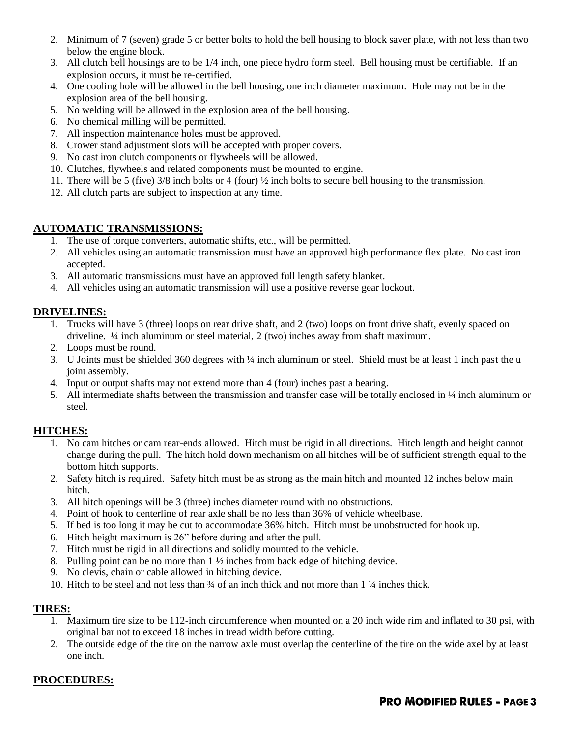2. Minimum of 7 (seven) grade 5 or better bolts to hold the bell housing to block saver plate, with not less than two below the engine block.
3. All clutch bell housings are to be 1/4 inch, one piece hydro form steel. Bell housing must be certifiable. If an explosion occurs, it must be re-certified.
4. One cooling hole will be allowed in the bell housing, one inch diameter maximum. Hole may not be in the explosion area of the bell housing.
5. No welding will be allowed in the explosion area of the bell housing.
6. No chemical milling will be permitted.
7. All inspection maintenance holes must be approved.
8. Crower stand adjustment slots will be accepted with proper covers.
9. No cast iron clutch components or flywheels will be allowed.
10. Clutches, flywheels and related components must be mounted to engine.
11. There will be 5 (five) 3/8 inch bolts or 4 (four) ½ inch bolts to secure bell housing to the transmission.
12. All clutch parts are subject to inspection at any time.

## AUTOMATIC TRANSMISSIONS:

1. The use of torque converters, automatic shifts, etc., will be permitted.
2. All vehicles using an automatic transmission must have an approved high performance flex plate. No cast iron accepted.
3. All automatic transmissions must have an approved full length safety blanket.
4. All vehicles using an automatic transmission will use a positive reverse gear lockout.

## DRIVELINES:

1. Trucks will have 3 (three) loops on rear drive shaft, and 2 (two) loops on front drive shaft, evenly spaced on driveline. ¼ inch aluminum or steel material, 2 (two) inches away from shaft maximum.
2. Loops must be round.
3. U Joints must be shielded 360 degrees with ¼ inch aluminum or steel. Shield must be at least 1 inch past the u joint assembly.
4. Input or output shafts may not extend more than 4 (four) inches past a bearing.
5. All intermediate shafts between the transmission and transfer case will be totally enclosed in ¼ inch aluminum or steel.

## HITCHES:

1. No cam hitches or cam rear-ends allowed. Hitch must be rigid in all directions. Hitch length and height cannot change during the pull. The hitch hold down mechanism on all hitches will be of sufficient strength equal to the bottom hitch supports.
2. Safety hitch is required. Safety hitch must be as strong as the main hitch and mounted 12 inches below main hitch.
3. All hitch openings will be 3 (three) inches diameter round with no obstructions.
4. Point of hook to centerline of rear axle shall be no less than 36% of vehicle wheelbase.
5. If bed is too long it may be cut to accommodate 36% hitch. Hitch must be unobstructed for hook up.
6. Hitch height maximum is 26" before during and after the pull.
7. Hitch must be rigid in all directions and solidly mounted to the vehicle.
8. Pulling point can be no more than 1 ½ inches from back edge of hitching device.
9. No clevis, chain or cable allowed in hitching device.
10. Hitch to be steel and not less than ¾ of an inch thick and not more than 1 ¼ inches thick.

## TIRES:

1. Maximum tire size to be 112-inch circumference when mounted on a 20 inch wide rim and inflated to 30 psi, with original bar not to exceed 18 inches in tread width before cutting.
2. The outside edge of the tire on the narrow axle must overlap the centerline of the tire on the wide axel by at least one inch.

## PROCEDURES: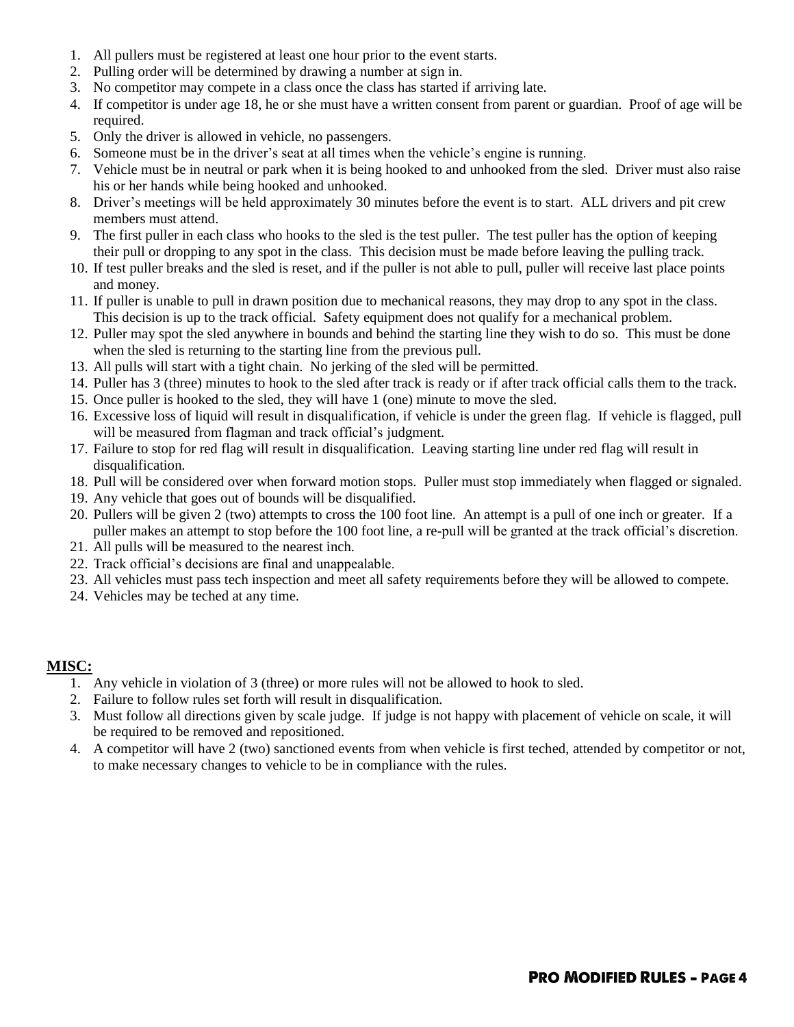1. All pullers must be registered at least one hour prior to the event starts.
2. Pulling order will be determined by drawing a number at sign in.
3. No competitor may compete in a class once the class has started if arriving late.
4. If competitor is under age 18, he or she must have a written consent from parent or guardian. Proof of age will be required.
5. Only the driver is allowed in vehicle, no passengers.
6. Someone must be in the driver's seat at all times when the vehicle's engine is running.
7. Vehicle must be in neutral or park when it is being hooked to and unhooked from the sled. Driver must also raise his or her hands while being hooked and unhooked.
8. Driver's meetings will be held approximately 30 minutes before the event is to start. ALL drivers and pit crew members must attend.
9. The first puller in each class who hooks to the sled is the test puller. The test puller has the option of keeping their pull or dropping to any spot in the class. This decision must be made before leaving the pulling track.
10. If test puller breaks and the sled is reset, and if the puller is not able to pull, puller will receive last place points and money.
11. If puller is unable to pull in drawn position due to mechanical reasons, they may drop to any spot in the class. This decision is up to the track official. Safety equipment does not qualify for a mechanical problem.
12. Puller may spot the sled anywhere in bounds and behind the starting line they wish to do so. This must be done when the sled is returning to the starting line from the previous pull.
13. All pulls will start with a tight chain. No jerking of the sled will be permitted.
14. Puller has 3 (three) minutes to hook to the sled after track is ready or if after track official calls them to the track.
15. Once puller is hooked to the sled, they will have 1 (one) minute to move the sled.
16. Excessive loss of liquid will result in disqualification, if vehicle is under the green flag. If vehicle is flagged, pull will be measured from flagman and track official's judgment.
17. Failure to stop for red flag will result in disqualification. Leaving starting line under red flag will result in disqualification.
18. Pull will be considered over when forward motion stops. Puller must stop immediately when flagged or signaled.
19. Any vehicle that goes out of bounds will be disqualified.
20. Pullers will be given 2 (two) attempts to cross the 100 foot line. An attempt is a pull of one inch or greater. If a puller makes an attempt to stop before the 100 foot line, a re-pull will be granted at the track official's discretion.
21. All pulls will be measured to the nearest inch.
22. Track official's decisions are final and unappealable.
23. All vehicles must pass tech inspection and meet all safety requirements before they will be allowed to compete.
24. Vehicles may be teched at any time.

## MISC:

1. Any vehicle in violation of 3 (three) or more rules will not be allowed to hook to sled.
2. Failure to follow rules set forth will result in disqualification.
3. Must follow all directions given by scale judge. If judge is not happy with placement of vehicle on scale, it will be required to be removed and repositioned.
4. A competitor will have 2 (two) sanctioned events from when vehicle is first teched, attended by competitor or not, to make necessary changes to vehicle to be in compliance with the rules.